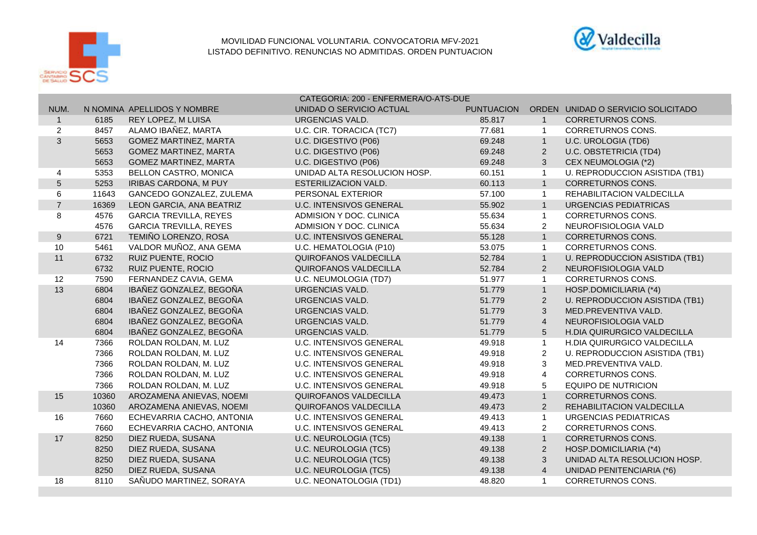MOVILIDAD FUNCIONAL VOLUNTARIA. CONVOCATORIA MFV-2021

LISTADO DEFINITIVO. RENUNCIAS NO ADMITIDAS. ORDEN PUNTUACION

CATEGORIA: 200 - ENFERMERA/O-ATS-DUE

| NUM. | N NOMINA | APELLIDOS Y NOMBRE | UNIDAD O SERVICIO ACTUAL | PUNTUACION | ORDEN | UNIDAD O SERVICIO SOLICITADO |
|---|---|---|---|---|---|---|
| 1 | 6185 | REY LOPEZ, M LUISA | URGENCIAS VALD. | 85.817 | 1 | CORRETURNOS CONS. |
| 2 | 8457 | ALAMO IBAÑEZ, MARTA | U.C. CIR. TORACICA (TC7) | 77.681 | 1 | CORRETURNOS CONS. |
| 3 | 5653 | GOMEZ MARTINEZ, MARTA | U.C. DIGESTIVO (P06) | 69.248 | 1 | U.C. UROLOGIA (TD6) |
| | 5653 | GOMEZ MARTINEZ, MARTA | U.C. DIGESTIVO (P06) | 69.248 | 2 | U.C. OBSTETRICIA (TD4) |
| | 5653 | GOMEZ MARTINEZ, MARTA | U.C. DIGESTIVO (P06) | 69.248 | 3 | CEX NEUMOLOGIA (*2) |
| 4 | 5353 | BELLON CASTRO, MONICA | UNIDAD ALTA RESOLUCION HOSP. | 60.151 | 1 | U. REPRODUCCION ASISTIDA (TB1) |
| 5 | 5253 | IRIBAS CARDONA, M PUY | ESTERILIZACION VALD. | 60.113 | 1 | CORRETURNOS CONS. |
| 6 | 11643 | GANCEDO GONZALEZ, ZULEMA | PERSONAL EXTERIOR | 57.100 | 1 | REHABILITACION VALDECILLA |
| 7 | 16369 | LEON GARCIA, ANA BEATRIZ | U.C. INTENSIVOS GENERAL | 55.902 | 1 | URGENCIAS PEDIATRICAS |
| 8 | 4576 | GARCIA TREVILLA, REYES | ADMISION Y DOC. CLINICA | 55.634 | 1 | CORRETURNOS CONS. |
| | 4576 | GARCIA TREVILLA, REYES | ADMISION Y DOC. CLINICA | 55.634 | 2 | NEUROFISIOLOGIA VALD |
| 9 | 6721 | TEMIÑO LORENZO, ROSA | U.C. INTENSIVOS GENERAL | 55.128 | 1 | CORRETURNOS CONS. |
| 10 | 5461 | VALDOR MUÑOZ, ANA GEMA | U.C. HEMATOLOGIA (P10) | 53.075 | 1 | CORRETURNOS CONS. |
| 11 | 6732 | RUIZ PUENTE, ROCIO | QUIROFANOS VALDECILLA | 52.784 | 1 | U. REPRODUCCION ASISTIDA (TB1) |
| | 6732 | RUIZ PUENTE, ROCIO | QUIROFANOS VALDECILLA | 52.784 | 2 | NEUROFISIOLOGIA VALD |
| 12 | 7590 | FERNANDEZ CAVIA, GEMA | U.C. NEUMOLOGIA (TD7) | 51.977 | 1 | CORRETURNOS CONS. |
| 13 | 6804 | IBAÑEZ GONZALEZ, BEGOÑA | URGENCIAS VALD. | 51.779 | 1 | HOSP.DOMICILIARIA (*4) |
| | 6804 | IBAÑEZ GONZALEZ, BEGOÑA | URGENCIAS VALD. | 51.779 | 2 | U. REPRODUCCION ASISTIDA (TB1) |
| | 6804 | IBAÑEZ GONZALEZ, BEGOÑA | URGENCIAS VALD. | 51.779 | 3 | MED.PREVENTIVA VALD. |
| | 6804 | IBAÑEZ GONZALEZ, BEGOÑA | URGENCIAS VALD. | 51.779 | 4 | NEUROFISIOLOGIA VALD |
| | 6804 | IBAÑEZ GONZALEZ, BEGOÑA | URGENCIAS VALD. | 51.779 | 5 | H.DIA QUIRURGICO VALDECILLA |
| 14 | 7366 | ROLDAN ROLDAN, M. LUZ | U.C. INTENSIVOS GENERAL | 49.918 | 1 | H.DIA QUIRURGICO VALDECILLA |
| | 7366 | ROLDAN ROLDAN, M. LUZ | U.C. INTENSIVOS GENERAL | 49.918 | 2 | U. REPRODUCCION ASISTIDA (TB1) |
| | 7366 | ROLDAN ROLDAN, M. LUZ | U.C. INTENSIVOS GENERAL | 49.918 | 3 | MED.PREVENTIVA VALD. |
| | 7366 | ROLDAN ROLDAN, M. LUZ | U.C. INTENSIVOS GENERAL | 49.918 | 4 | CORRETURNOS CONS. |
| | 7366 | ROLDAN ROLDAN, M. LUZ | U.C. INTENSIVOS GENERAL | 49.918 | 5 | EQUIPO DE NUTRICION |
| 15 | 10360 | AROZAMENA ANIEVAS, NOEMI | QUIROFANOS VALDECILLA | 49.473 | 1 | CORRETURNOS CONS. |
| | 10360 | AROZAMENA ANIEVAS, NOEMI | QUIROFANOS VALDECILLA | 49.473 | 2 | REHABILITACION VALDECILLA |
| 16 | 7660 | ECHEVARRIA CACHO, ANTONIA | U.C. INTENSIVOS GENERAL | 49.413 | 1 | URGENCIAS PEDIATRICAS |
| | 7660 | ECHEVARRIA CACHO, ANTONIA | U.C. INTENSIVOS GENERAL | 49.413 | 2 | CORRETURNOS CONS. |
| 17 | 8250 | DIEZ RUEDA, SUSANA | U.C. NEUROLOGIA (TC5) | 49.138 | 1 | CORRETURNOS CONS. |
| | 8250 | DIEZ RUEDA, SUSANA | U.C. NEUROLOGIA (TC5) | 49.138 | 2 | HOSP.DOMICILIARIA (*4) |
| | 8250 | DIEZ RUEDA, SUSANA | U.C. NEUROLOGIA (TC5) | 49.138 | 3 | UNIDAD ALTA RESOLUCION HOSP. |
| | 8250 | DIEZ RUEDA, SUSANA | U.C. NEUROLOGIA (TC5) | 49.138 | 4 | UNIDAD PENITENCIARIA (*6) |
| 18 | 8110 | SAÑUDO MARTINEZ, SORAYA | U.C. NEONATOLOGIA (TD1) | 48.820 | 1 | CORRETURNOS CONS. |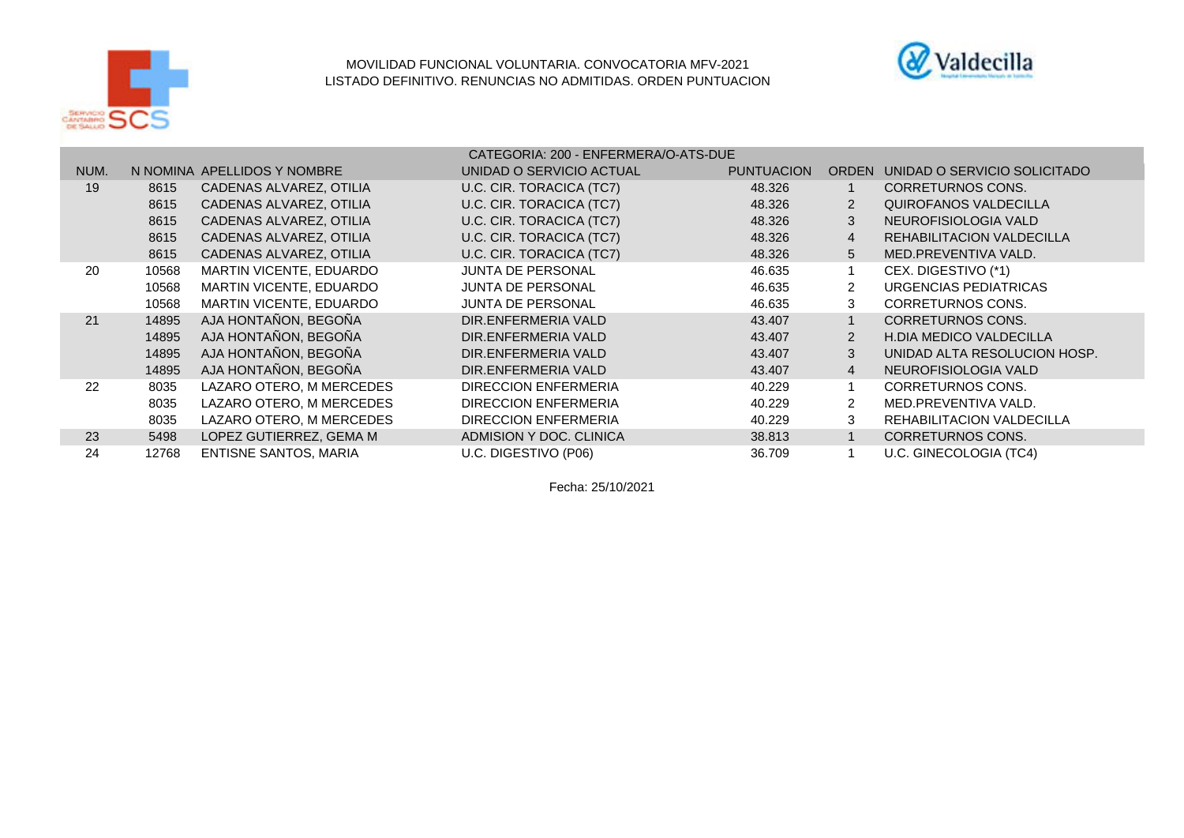MOVILIDAD FUNCIONAL VOLUNTARIA. CONVOCATORIA MFV-2021
LISTADO DEFINITIVO. RENUNCIAS NO ADMITIDAS. ORDEN PUNTUACION

CATEGORIA: 200 - ENFERMERA/O-ATS-DUE

| NUM. | N NOMINA | APELLIDOS Y NOMBRE | UNIDAD O SERVICIO ACTUAL | PUNTUACION | ORDEN | UNIDAD O SERVICIO SOLICITADO |
|---|---|---|---|---|---|---|
| 19 | 8615 | CADENAS ALVAREZ, OTILIA | U.C. CIR. TORACICA (TC7) | 48.326 | 1 | CORRETURNOS CONS. |
| | 8615 | CADENAS ALVAREZ, OTILIA | U.C. CIR. TORACICA (TC7) | 48.326 | 2 | QUIROFANOS VALDECILLA |
| | 8615 | CADENAS ALVAREZ, OTILIA | U.C. CIR. TORACICA (TC7) | 48.326 | 3 | NEUROFISIOLOGIA VALD |
| | 8615 | CADENAS ALVAREZ, OTILIA | U.C. CIR. TORACICA (TC7) | 48.326 | 4 | REHABILITACION VALDECILLA |
| | 8615 | CADENAS ALVAREZ, OTILIA | U.C. CIR. TORACICA (TC7) | 48.326 | 5 | MED.PREVENTIVA VALD. |
| 20 | 10568 | MARTIN VICENTE, EDUARDO | JUNTA DE PERSONAL | 46.635 | 1 | CEX. DIGESTIVO (*1) |
| | 10568 | MARTIN VICENTE, EDUARDO | JUNTA DE PERSONAL | 46.635 | 2 | URGENCIAS PEDIATRICAS |
| | 10568 | MARTIN VICENTE, EDUARDO | JUNTA DE PERSONAL | 46.635 | 3 | CORRETURNOS CONS. |
| 21 | 14895 | AJA HONTAÑON, BEGOÑA | DIR.ENFERMERIA VALD | 43.407 | 1 | CORRETURNOS CONS. |
| | 14895 | AJA HONTAÑON, BEGOÑA | DIR.ENFERMERIA VALD | 43.407 | 2 | H.DIA MEDICO VALDECILLA |
| | 14895 | AJA HONTAÑON, BEGOÑA | DIR.ENFERMERIA VALD | 43.407 | 3 | UNIDAD ALTA RESOLUCION HOSP. |
| | 14895 | AJA HONTAÑON, BEGOÑA | DIR.ENFERMERIA VALD | 43.407 | 4 | NEUROFISIOLOGIA VALD |
| 22 | 8035 | LAZARO OTERO, M MERCEDES | DIRECCION ENFERMERIA | 40.229 | 1 | CORRETURNOS CONS. |
| | 8035 | LAZARO OTERO, M MERCEDES | DIRECCION ENFERMERIA | 40.229 | 2 | MED.PREVENTIVA VALD. |
| | 8035 | LAZARO OTERO, M MERCEDES | DIRECCION ENFERMERIA | 40.229 | 3 | REHABILITACION VALDECILLA |
| 23 | 5498 | LOPEZ GUTIERREZ, GEMA M | ADMISION Y DOC. CLINICA | 38.813 | 1 | CORRETURNOS CONS. |
| 24 | 12768 | ENTISNE SANTOS, MARIA | U.C. DIGESTIVO (P06) | 36.709 | 1 | U.C. GINECOLOGIA (TC4) |

Fecha: 25/10/2021